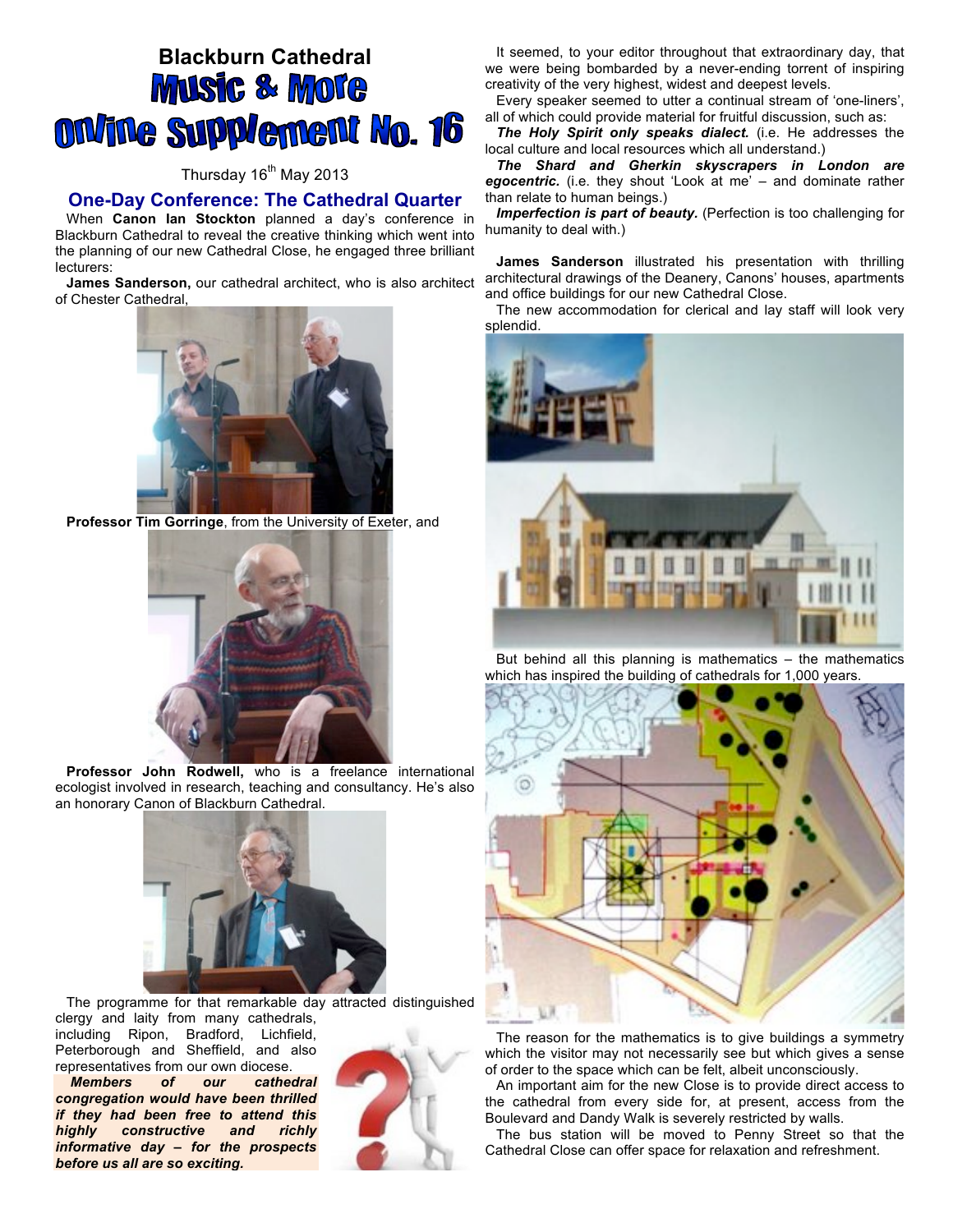# Blackburn Cathedral

# Music & More Online Supplement No. 16

Thursday 16th May 2013

## One-Day Conference: The Cathedral Quarter

When **Canon Ian Stockton** planned a day's conference in Blackburn Cathedral to reveal the creative thinking which went into the planning of our new Cathedral Close, he engaged three brilliant lecturers:

**James Sanderson,** our cathedral architect, who is also architect of Chester Cathedral,

**Professor Tim Gorringe**, from the University of Exeter, and

**Professor John Rodwell,** who is a freelance international ecologist involved in research, teaching and consultancy. He's also an honorary Canon of Blackburn Cathedral.

The programme for that remarkable day attracted distinguished clergy and laity from many cathedrals, including Ripon, Bradford, Lichfield, Peterborough and Sheffield, and also representatives from our own diocese.

***Members of our cathedral congregation would have been thrilled if they had been free to attend this highly constructive and richly informative day – for the prospects before us all are so exciting.***

It seemed, to your editor throughout that extraordinary day, that we were being bombarded by a never-ending torrent of inspiring creativity of the very highest, widest and deepest levels.

Every speaker seemed to utter a continual stream of 'one-liners', all of which could provide material for fruitful discussion, such as:

***The Holy Spirit only speaks dialect.*** (i.e. He addresses the local culture and local resources which all understand.)

***The Shard and Gherkin skyscrapers in London are egocentric.*** (i.e. they shout 'Look at me' – and dominate rather than relate to human beings.)

***Imperfection is part of beauty.*** (Perfection is too challenging for humanity to deal with.)

**James Sanderson** illustrated his presentation with thrilling architectural drawings of the Deanery, Canons' houses, apartments and office buildings for our new Cathedral Close.

The new accommodation for clerical and lay staff will look very splendid.

But behind all this planning is mathematics – the mathematics which has inspired the building of cathedrals for 1,000 years.

The reason for the mathematics is to give buildings a symmetry which the visitor may not necessarily see but which gives a sense of order to the space which can be felt, albeit unconsciously.

An important aim for the new Close is to provide direct access to the cathedral from every side for, at present, access from the Boulevard and Dandy Walk is severely restricted by walls.

The bus station will be moved to Penny Street so that the Cathedral Close can offer space for relaxation and refreshment.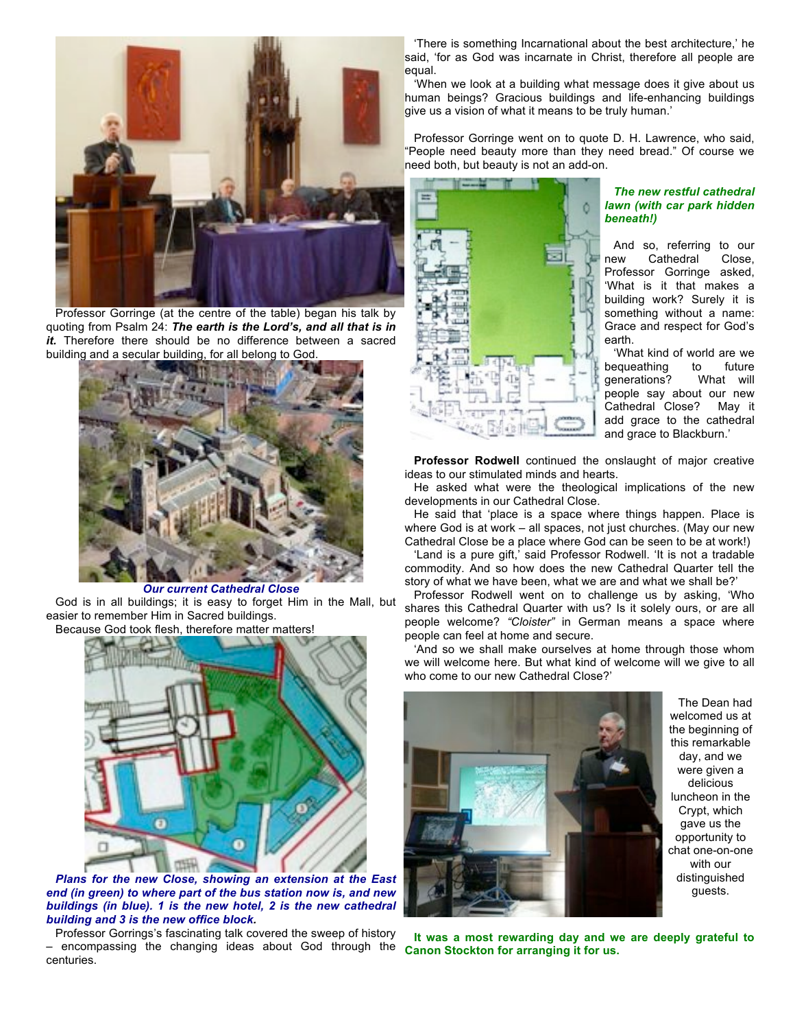Professor Gorringe (at the centre of the table) began his talk by quoting from Psalm 24: ***The earth is the Lord's, and all that is in it.*** Therefore there should be no difference between a sacred building and a secular building, for all belong to God.

***Our current Cathedral Close***

God is in all buildings; it is easy to forget Him in the Mall, but easier to remember Him in Sacred buildings.

Because God took flesh, therefore matter matters!

***Plans for the new Close, showing an extension at the East end (in green) to where part of the bus station now is, and new buildings (in blue). 1 is the new hotel, 2 is the new cathedral building and 3 is the new office block.***

Professor Gorrings's fascinating talk covered the sweep of history – encompassing the changing ideas about God through the centuries.

'There is something Incarnational about the best architecture,' he said, 'for as God was incarnate in Christ, therefore all people are equal.

'When we look at a building what message does it give about us human beings? Gracious buildings and life-enhancing buildings give us a vision of what it means to be truly human.'

Professor Gorringe went on to quote D. H. Lawrence, who said, "People need beauty more than they need bread." Of course we need both, but beauty is not an add-on.

***The new restful cathedral lawn (with car park hidden beneath!)***

And so, referring to our new Cathedral Close, Professor Gorringe asked, 'What is it that makes a building work? Surely it is something without a name: Grace and respect for God's earth.

'What kind of world are we bequeathing to future generations? What will people say about our new Cathedral Close? May it add grace to the cathedral and grace to Blackburn.'

**Professor Rodwell** continued the onslaught of major creative ideas to our stimulated minds and hearts.

He asked what were the theological implications of the new developments in our Cathedral Close.

He said that 'place is a space where things happen. Place is where God is at work – all spaces, not just churches. (May our new Cathedral Close be a place where God can be seen to be at work!)

'Land is a pure gift,' said Professor Rodwell. 'It is not a tradable commodity. And so how does the new Cathedral Quarter tell the story of what we have been, what we are and what we shall be?'

Professor Rodwell went on to challenge us by asking, 'Who shares this Cathedral Quarter with us? Is it solely ours, or are all people welcome? *"Cloister"* in German means a space where people can feel at home and secure.

'And so we shall make ourselves at home through those whom we will welcome here. But what kind of welcome will we give to all who come to our new Cathedral Close?'

The Dean had welcomed us at the beginning of this remarkable day, and we were given a delicious luncheon in the Crypt, which gave us the opportunity to chat one-on-one with our distinguished guests.

**It was a most rewarding day and we are deeply grateful to Canon Stockton for arranging it for us.**